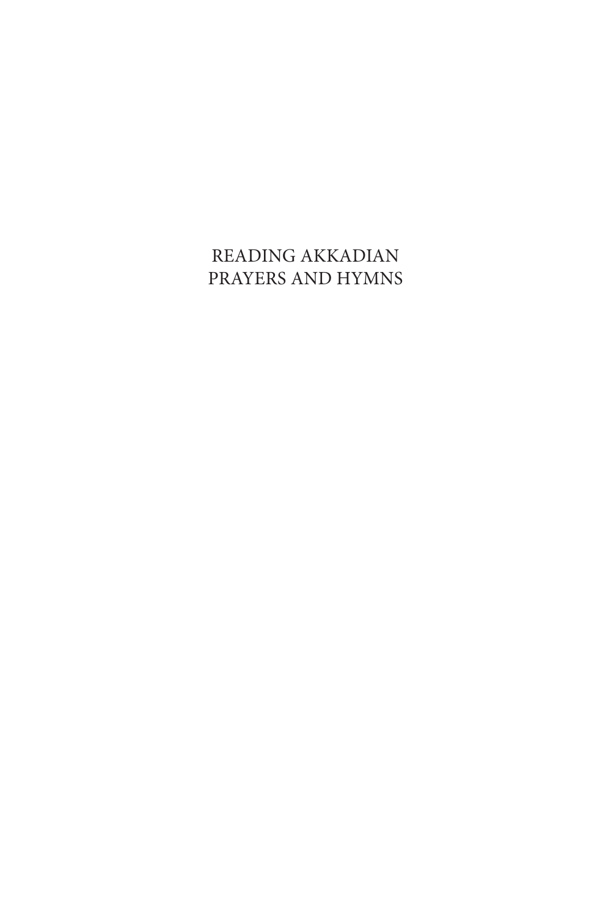# READING AKKADIAN PRAYERS AND HYMNS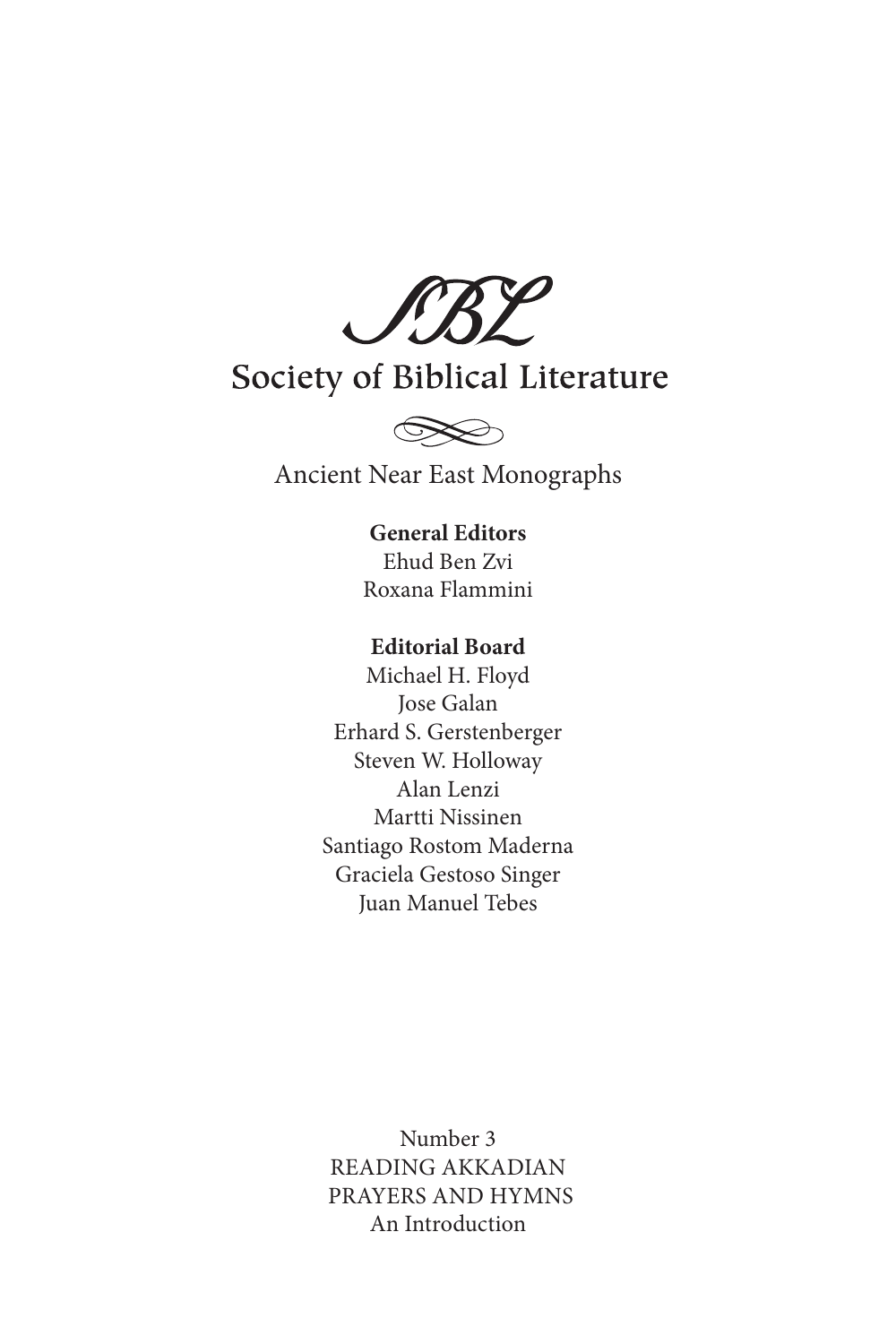SBL

# Society of Biblical Literature

Ancient Near East Monographs

**General Editors**
Ehud Ben Zvi
Roxana Flammini

**Editorial Board**
Michael H. Floyd
Jose Galan
Erhard S. Gerstenberger
Steven W. Holloway
Alan Lenzi
Martti Nissinen
Santiago Rostom Maderna
Graciela Gestoso Singer
Juan Manuel Tebes

Number 3
READING AKKADIAN
PRAYERS AND HYMNS
An Introduction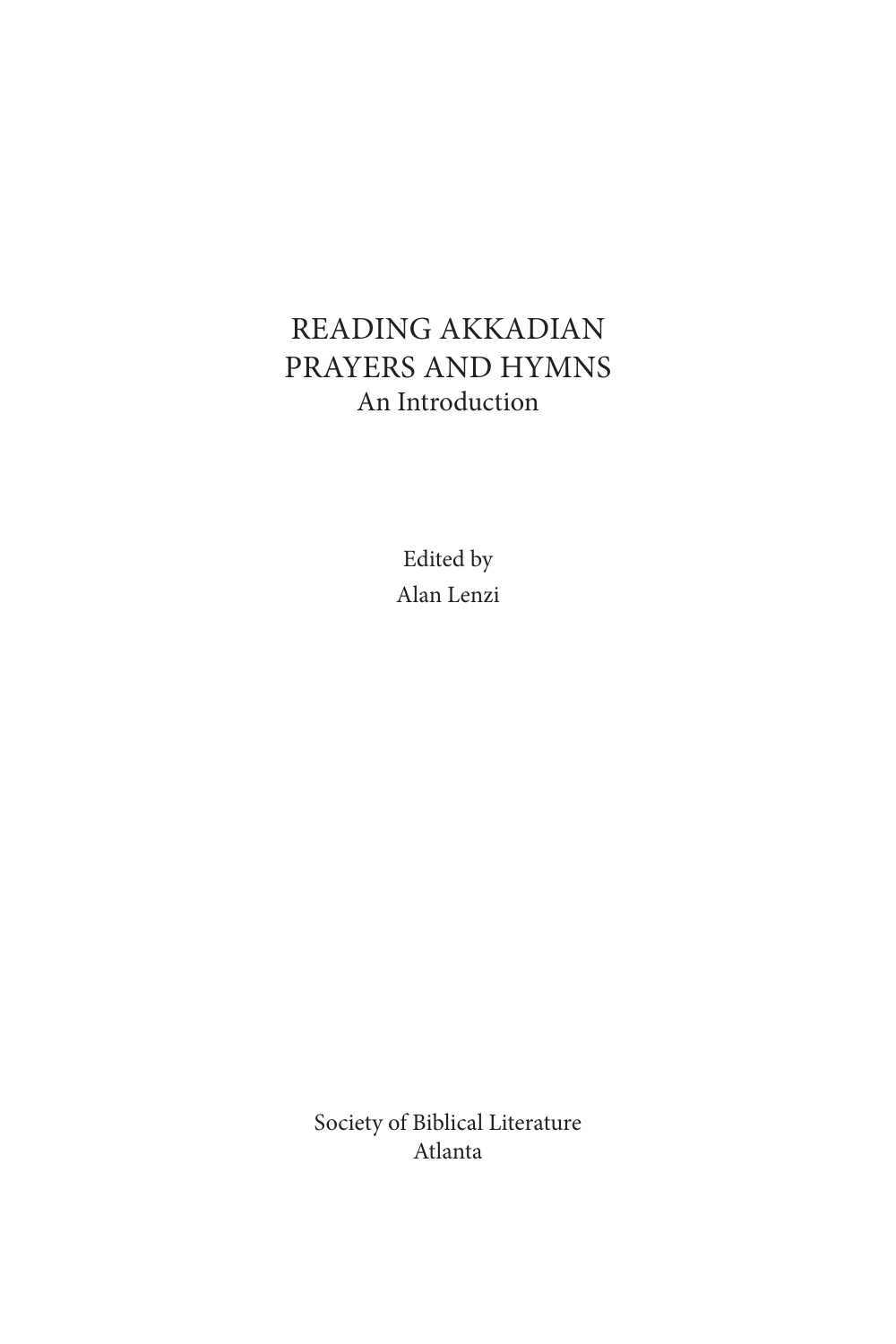# READING AKKADIAN PRAYERS AND HYMNS

An Introduction

Edited by
Alan Lenzi

Society of Biblical Literature
Atlanta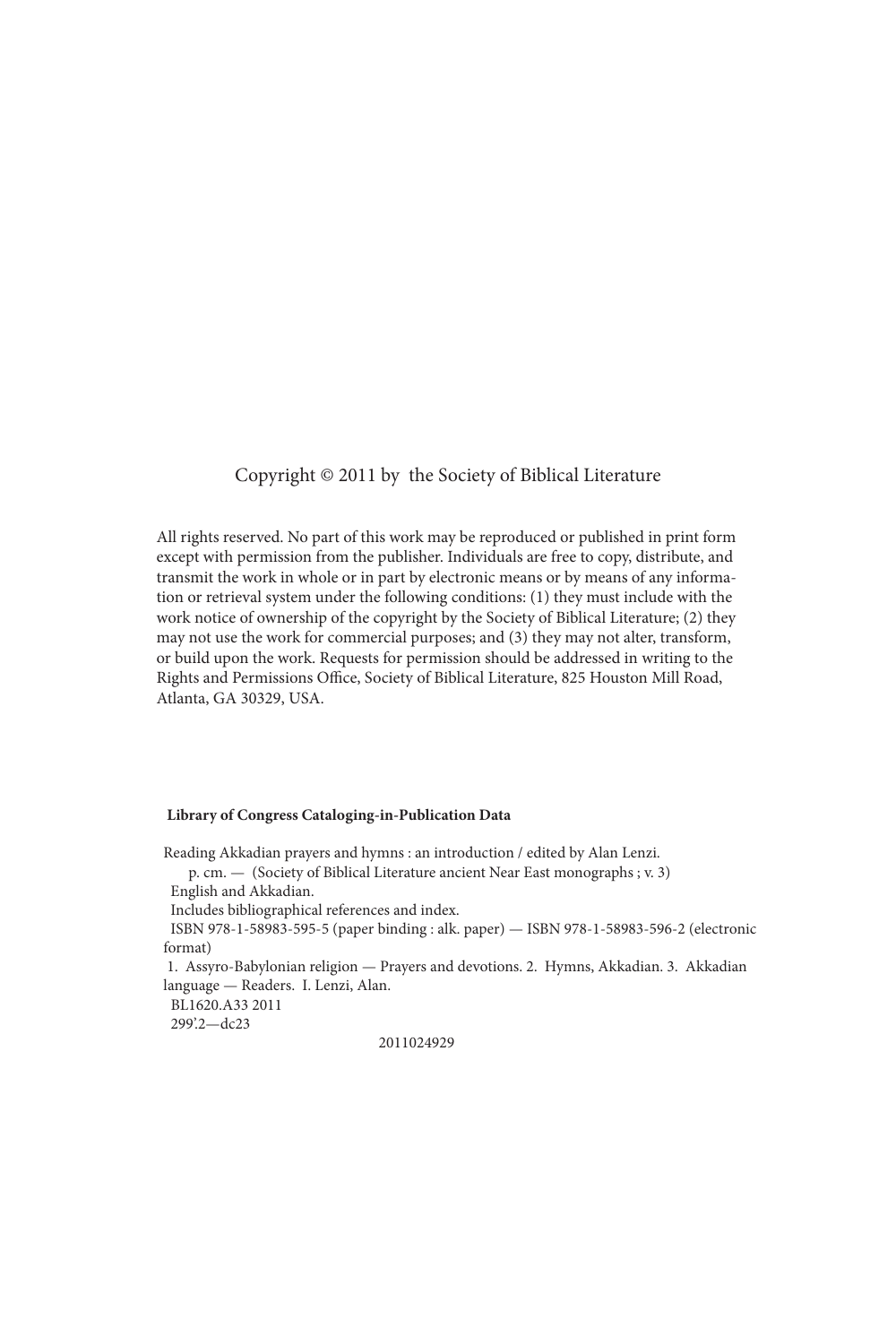Copyright © 2011 by the Society of Biblical Literature

All rights reserved. No part of this work may be reproduced or published in print form except with permission from the publisher. Individuals are free to copy, distribute, and transmit the work in whole or in part by electronic means or by means of any information or retrieval system under the following conditions: (1) they must include with the work notice of ownership of the copyright by the Society of Biblical Literature; (2) they may not use the work for commercial purposes; and (3) they may not alter, transform, or build upon the work. Requests for permission should be addressed in writing to the Rights and Permissions Office, Society of Biblical Literature, 825 Houston Mill Road, Atlanta, GA 30329, USA.

**Library of Congress Cataloging-in-Publication Data**

Reading Akkadian prayers and hymns : an introduction / edited by Alan Lenzi.
p. cm. — (Society of Biblical Literature ancient Near East monographs ; v. 3)
English and Akkadian.
Includes bibliographical references and index.
ISBN 978-1-58983-595-5 (paper binding : alk. paper) — ISBN 978-1-58983-596-2 (electronic format)
1. Assyro-Babylonian religion — Prayers and devotions. 2. Hymns, Akkadian. 3. Akkadian language — Readers. I. Lenzi, Alan.
BL1620.A33 2011
299'.2—dc23

2011024929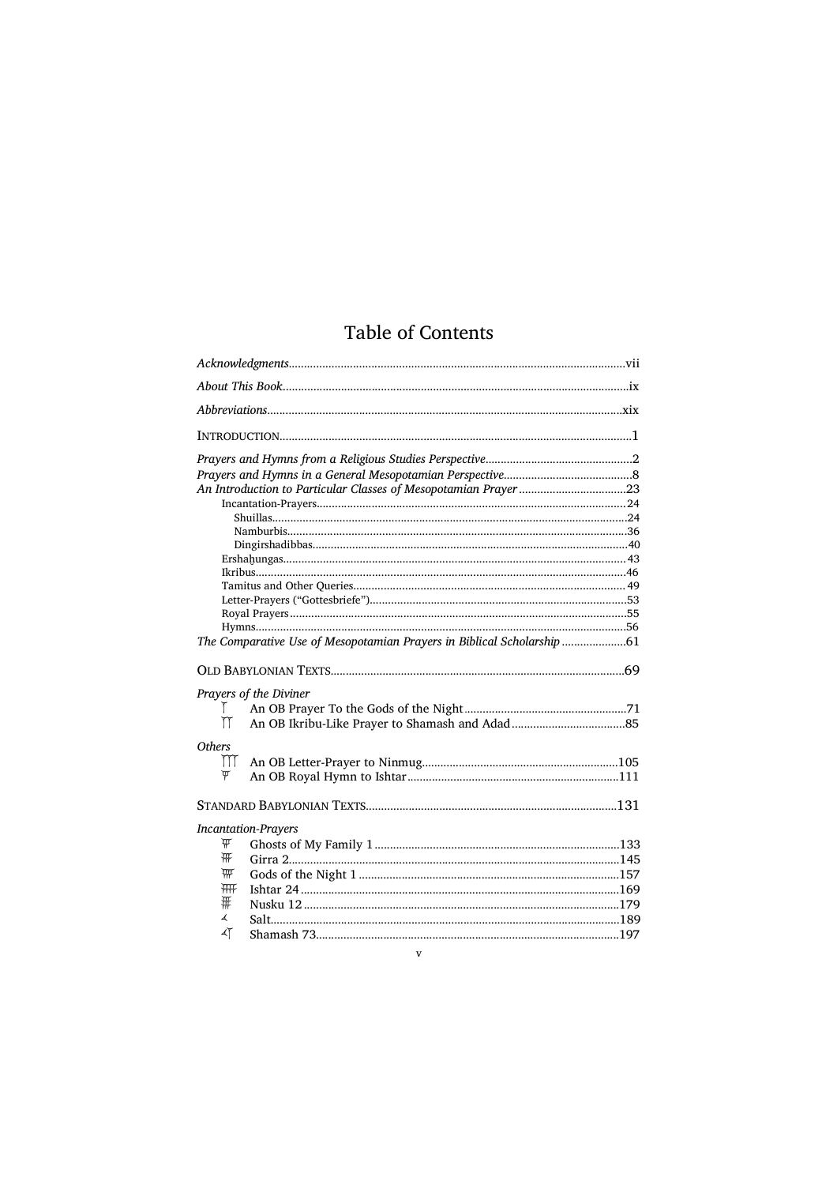# Table of Contents

*Acknowledgments*............................................................vii

*About This Book*............................................................ix

*Abbreviations*............................................................xix

INTRODUCTION............................................................1

*Prayers and Hymns from a Religious Studies Perspective*............................................................2
*Prayers and Hymns in a General Mesopotamian Perspective*............................................................8
*An Introduction to Particular Classes of Mesopotamian Prayer*............................................................23
- Incantation-Prayers............................................................24
  - Shuillas............................................................24
  - Namburbis............................................................36
  - Dingirshadibbas............................................................40
- Ershaḫungas............................................................43
- Ikribus............................................................46
- Tamitus and Other Queries............................................................49
- Letter-Prayers (“Gottesbriefe”)............................................................53
- Royal Prayers............................................................55
- Hymns............................................................56

*The Comparative Use of Mesopotamian Prayers in Biblical Scholarship*............................................................61

OLD BABYLONIAN TEXTS............................................................69

*Prayers of the Diviner*
- 𒁹 An OB Prayer To the Gods of the Night............................................................71
- 𒈫 An OB Ikribu-Like Prayer to Shamash and Adad............................................................85

*Others*
- 𒐈 An OB Letter-Prayer to Ninmug............................................................105
- 𒐉 An OB Royal Hymn to Ishtar............................................................111

STANDARD BABYLONIAN TEXTS............................................................131

*Incantation-Prayers*
- 𒐊 Ghosts of My Family 1............................................................133
- 𒐋 Girra 2............................................................145
- 𒐌 Gods of the Night 1............................................................157
- 𒐍 Ishtar 24............................................................169
- 𒐎 Nusku 12............................................................179
- 𒌋 Salt............................................................189
- 𒌋𒁹 Shamash 73............................................................197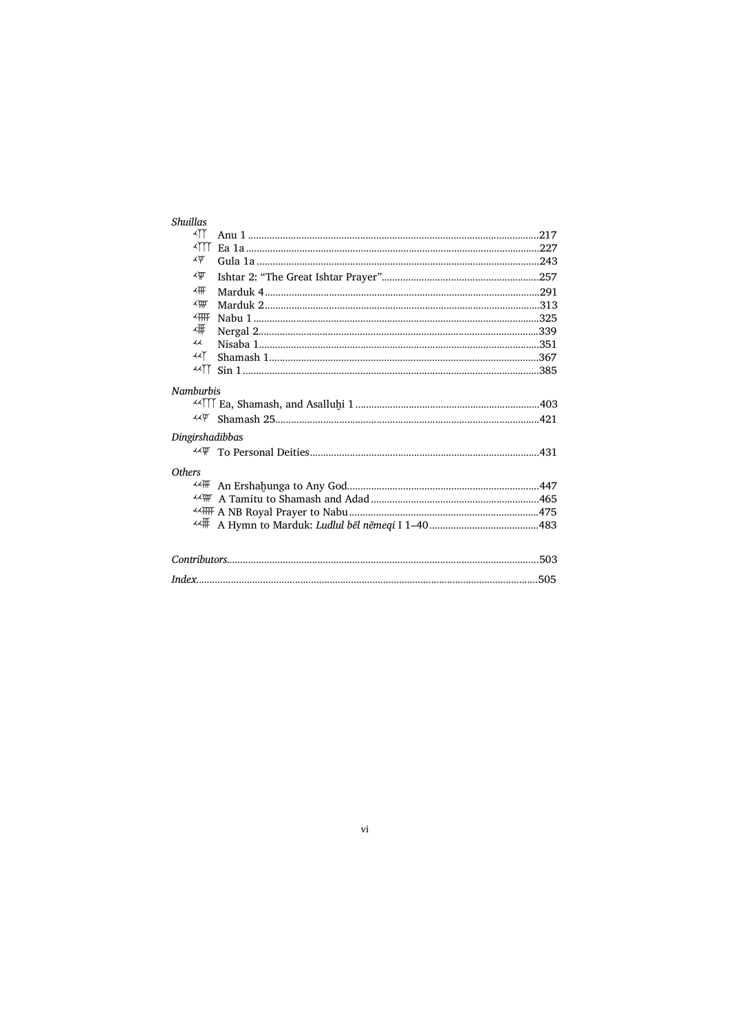*Shuillas*

- 𒌋𒈫 Anu 1 ........................................................................................................217
- 𒌋𒐈 Ea 1a .........................................................................................................227
- 𒌋𒐉 Gula 1a .....................................................................................................243
- 𒌋𒐊 Ishtar 2: "The Great Ishtar Prayer".......................................................257
- 𒌋𒐋 Marduk 4...................................................................................................291
- 𒌋𒐌 Marduk 2...................................................................................................313
- 𒌋𒐍 Nabu 1.......................................................................................................325
- 𒌋𒐎 Nergal 2.....................................................................................................339
- 𒎙 Nisaba 1.....................................................................................................351
- 𒎙𒁹 Shamash 1................................................................................................367
- 𒎙𒈫 Sin 1..........................................................................................................385

*Namburbis*

- 𒎙𒐈 Ea, Shamash, and Asalluḫi 1 ...............................................................403
- 𒎙𒐉 Shamash 25..............................................................................................421

*Dingirshadibbas*

- 𒎙𒐊 To Personal Deities.................................................................................431

*Others*

- 𒎙𒐋 An Ershaḫunga to Any God....................................................................447
- 𒎙𒐌 A Tamitu to Shamash and Adad ............................................................465
- 𒎙𒐍 A NB Royal Prayer to Nabu ....................................................................475
- 𒎙𒐎 A Hymn to Marduk: *Ludlul bēl nēmeqi* I 1–40 ....................................483

*Contributors*..................................................................................................503

*Index*..............................................................................................................505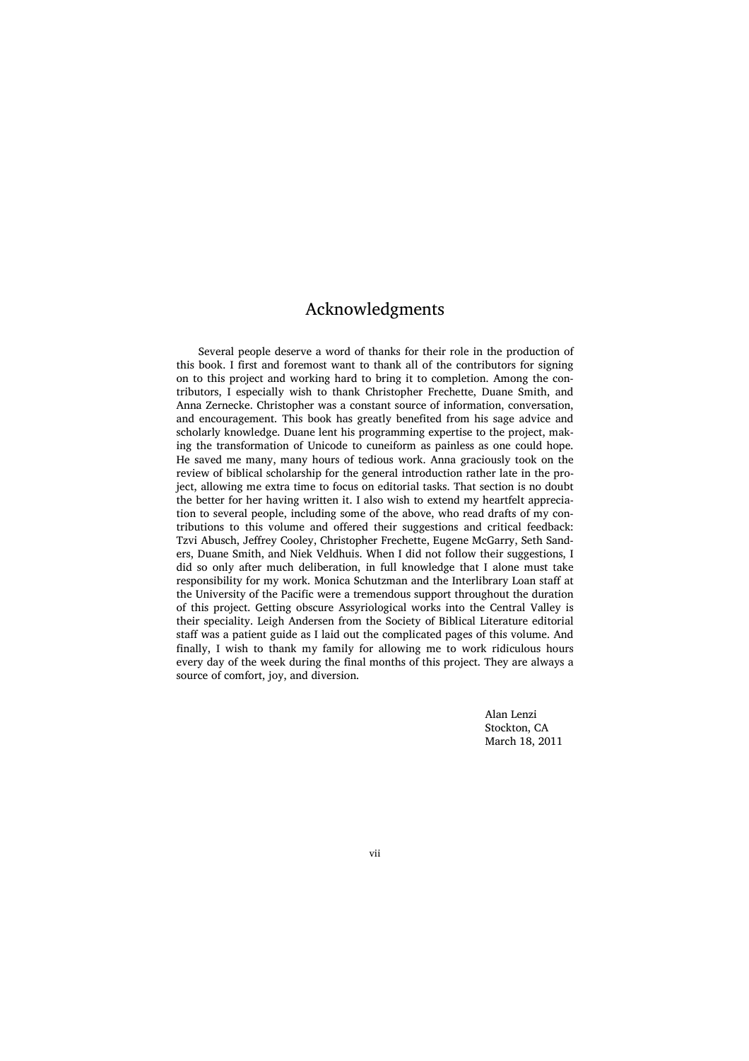# Acknowledgments

Several people deserve a word of thanks for their role in the production of this book. I first and foremost want to thank all of the contributors for signing on to this project and working hard to bring it to completion. Among the contributors, I especially wish to thank Christopher Frechette, Duane Smith, and Anna Zernecke. Christopher was a constant source of information, conversation, and encouragement. This book has greatly benefited from his sage advice and scholarly knowledge. Duane lent his programming expertise to the project, making the transformation of Unicode to cuneiform as painless as one could hope. He saved me many, many hours of tedious work. Anna graciously took on the review of biblical scholarship for the general introduction rather late in the project, allowing me extra time to focus on editorial tasks. That section is no doubt the better for her having written it. I also wish to extend my heartfelt appreciation to several people, including some of the above, who read drafts of my contributions to this volume and offered their suggestions and critical feedback: Tzvi Abusch, Jeffrey Cooley, Christopher Frechette, Eugene McGarry, Seth Sanders, Duane Smith, and Niek Veldhuis. When I did not follow their suggestions, I did so only after much deliberation, in full knowledge that I alone must take responsibility for my work. Monica Schutzman and the Interlibrary Loan staff at the University of the Pacific were a tremendous support throughout the duration of this project. Getting obscure Assyriological works into the Central Valley is their speciality. Leigh Andersen from the Society of Biblical Literature editorial staff was a patient guide as I laid out the complicated pages of this volume. And finally, I wish to thank my family for allowing me to work ridiculous hours every day of the week during the final months of this project. They are always a source of comfort, joy, and diversion.

Alan Lenzi
Stockton, CA
March 18, 2011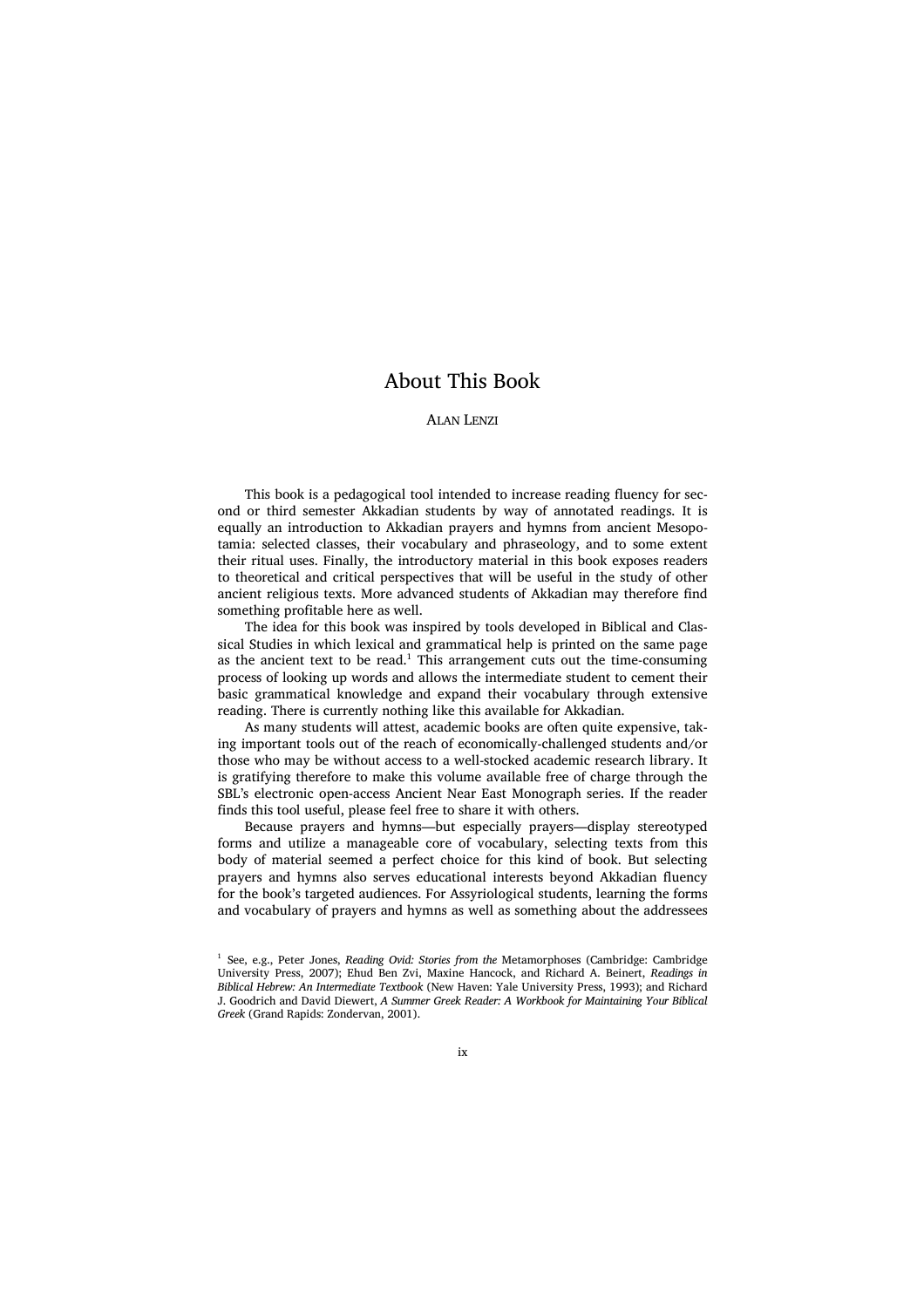# About This Book

ALAN LENZI

This book is a pedagogical tool intended to increase reading fluency for second or third semester Akkadian students by way of annotated readings. It is equally an introduction to Akkadian prayers and hymns from ancient Mesopotamia: selected classes, their vocabulary and phraseology, and to some extent their ritual uses. Finally, the introductory material in this book exposes readers to theoretical and critical perspectives that will be useful in the study of other ancient religious texts. More advanced students of Akkadian may therefore find something profitable here as well.

The idea for this book was inspired by tools developed in Biblical and Classical Studies in which lexical and grammatical help is printed on the same page as the ancient text to be read.[1] This arrangement cuts out the time-consuming process of looking up words and allows the intermediate student to cement their basic grammatical knowledge and expand their vocabulary through extensive reading. There is currently nothing like this available for Akkadian.

As many students will attest, academic books are often quite expensive, taking important tools out of the reach of economically-challenged students and/or those who may be without access to a well-stocked academic research library. It is gratifying therefore to make this volume available free of charge through the SBL's electronic open-access Ancient Near East Monograph series. If the reader finds this tool useful, please feel free to share it with others.

Because prayers and hymns—but especially prayers—display stereotyped forms and utilize a manageable core of vocabulary, selecting texts from this body of material seemed a perfect choice for this kind of book. But selecting prayers and hymns also serves educational interests beyond Akkadian fluency for the book's targeted audiences. For Assyriological students, learning the forms and vocabulary of prayers and hymns as well as something about the addressees

[1] See, e.g., Peter Jones, *Reading Ovid: Stories from the* Metamorphoses (Cambridge: Cambridge University Press, 2007); Ehud Ben Zvi, Maxine Hancock, and Richard A. Beinert, *Readings in Biblical Hebrew: An Intermediate Textbook* (New Haven: Yale University Press, 1993); and Richard J. Goodrich and David Diewert, *A Summer Greek Reader: A Workbook for Maintaining Your Biblical Greek* (Grand Rapids: Zondervan, 2001).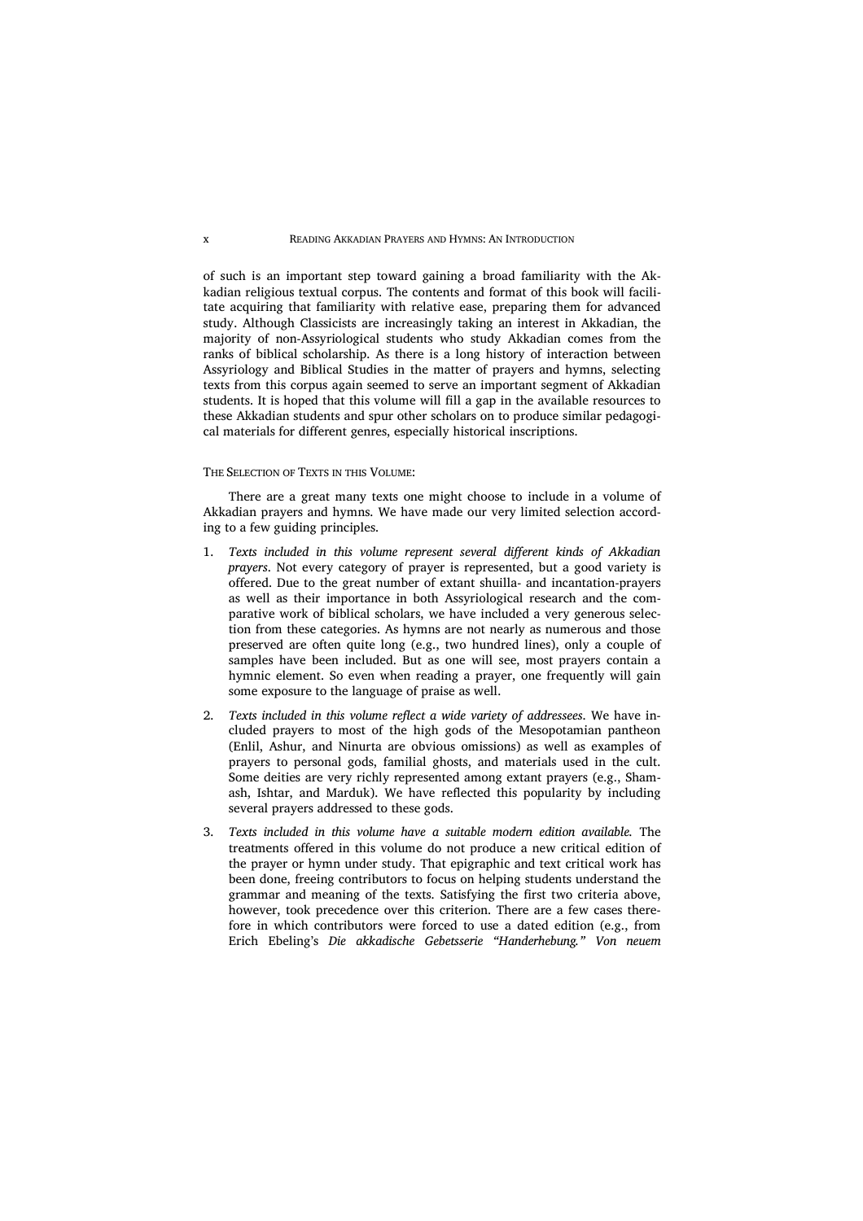of such is an important step toward gaining a broad familiarity with the Akkadian religious textual corpus. The contents and format of this book will facilitate acquiring that familiarity with relative ease, preparing them for advanced study. Although Classicists are increasingly taking an interest in Akkadian, the majority of non-Assyriological students who study Akkadian comes from the ranks of biblical scholarship. As there is a long history of interaction between Assyriology and Biblical Studies in the matter of prayers and hymns, selecting texts from this corpus again seemed to serve an important segment of Akkadian students. It is hoped that this volume will fill a gap in the available resources to these Akkadian students and spur other scholars on to produce similar pedagogical materials for different genres, especially historical inscriptions.

### The Selection of Texts in this Volume:

There are a great many texts one might choose to include in a volume of Akkadian prayers and hymns. We have made our very limited selection according to a few guiding principles.

1. *Texts included in this volume represent several different kinds of Akkadian prayers*. Not every category of prayer is represented, but a good variety is offered. Due to the great number of extant shuilla- and incantation-prayers as well as their importance in both Assyriological research and the comparative work of biblical scholars, we have included a very generous selection from these categories. As hymns are not nearly as numerous and those preserved are often quite long (e.g., two hundred lines), only a couple of samples have been included. But as one will see, most prayers contain a hymnic element. So even when reading a prayer, one frequently will gain some exposure to the language of praise as well.
2. *Texts included in this volume reflect a wide variety of addressees*. We have included prayers to most of the high gods of the Mesopotamian pantheon (Enlil, Ashur, and Ninurta are obvious omissions) as well as examples of prayers to personal gods, familial ghosts, and materials used in the cult. Some deities are very richly represented among extant prayers (e.g., Shamash, Ishtar, and Marduk). We have reflected this popularity by including several prayers addressed to these gods.
3. *Texts included in this volume have a suitable modern edition available.* The treatments offered in this volume do not produce a new critical edition of the prayer or hymn under study. That epigraphic and text critical work has been done, freeing contributors to focus on helping students understand the grammar and meaning of the texts. Satisfying the first two criteria above, however, took precedence over this criterion. There are a few cases therefore in which contributors were forced to use a dated edition (e.g., from Erich Ebeling's *Die akkadische Gebetsserie "Handerhebung." Von neuem*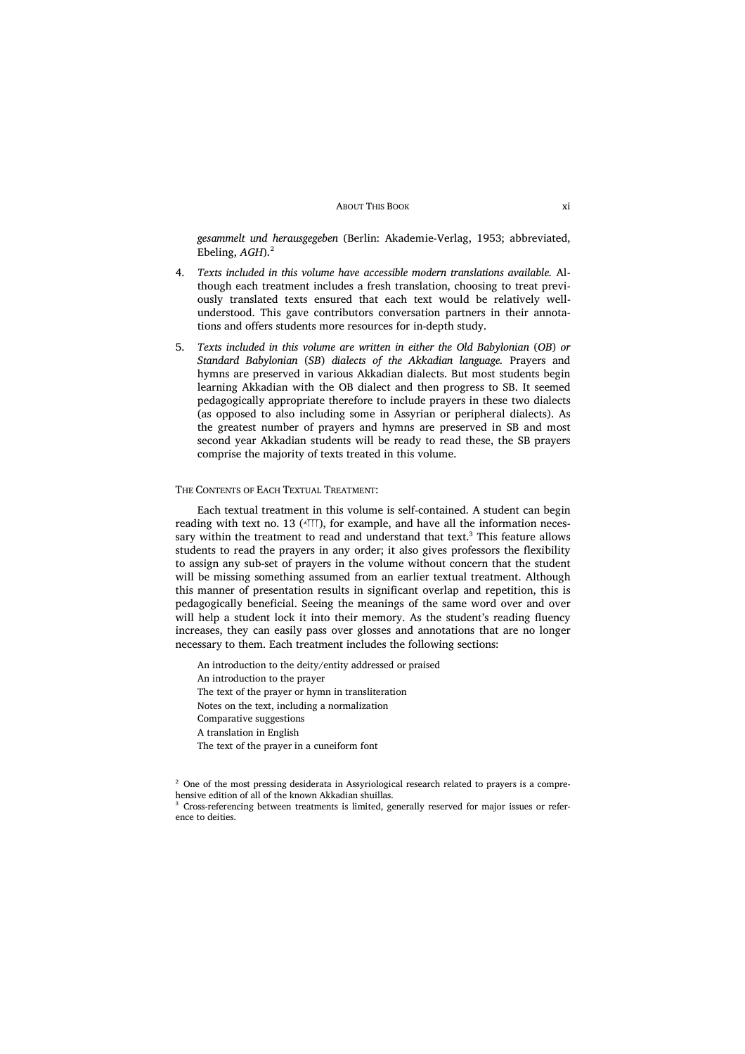*gesammelt und herausgegeben* (Berlin: Akademie-Verlag, 1953; abbreviated, Ebeling, *AGH*).[2]

4. *Texts included in this volume have accessible modern translations available.* Although each treatment includes a fresh translation, choosing to treat previously translated texts ensured that each text would be relatively well-understood. This gave contributors conversation partners in their annotations and offers students more resources for in-depth study.

5. *Texts included in this volume are written in either the Old Babylonian (OB) or Standard Babylonian (SB) dialects of the Akkadian language.* Prayers and hymns are preserved in various Akkadian dialects. But most students begin learning Akkadian with the OB dialect and then progress to SB. It seemed pedagogically appropriate therefore to include prayers in these two dialects (as opposed to also including some in Assyrian or peripheral dialects). As the greatest number of prayers and hymns are preserved in SB and most second year Akkadian students will be ready to read these, the SB prayers comprise the majority of texts treated in this volume.

## The Contents of Each Textual Treatment:

Each textual treatment in this volume is self-contained. A student can begin reading with text no. 13 (𒌋𒐈), for example, and have all the information necessary within the treatment to read and understand that text.[3] This feature allows students to read the prayers in any order; it also gives professors the flexibility to assign any sub-set of prayers in the volume without concern that the student will be missing something assumed from an earlier textual treatment. Although this manner of presentation results in significant overlap and repetition, this is pedagogically beneficial. Seeing the meanings of the same word over and over will help a student lock it into their memory. As the student's reading fluency increases, they can easily pass over glosses and annotations that are no longer necessary to them. Each treatment includes the following sections:

An introduction to the deity/entity addressed or praised
An introduction to the prayer
The text of the prayer or hymn in transliteration
Notes on the text, including a normalization
Comparative suggestions
A translation in English
The text of the prayer in a cuneiform font

[2] One of the most pressing desiderata in Assyriological research related to prayers is a comprehensive edition of all of the known Akkadian shuillas.

[3] Cross-referencing between treatments is limited, generally reserved for major issues or reference to deities.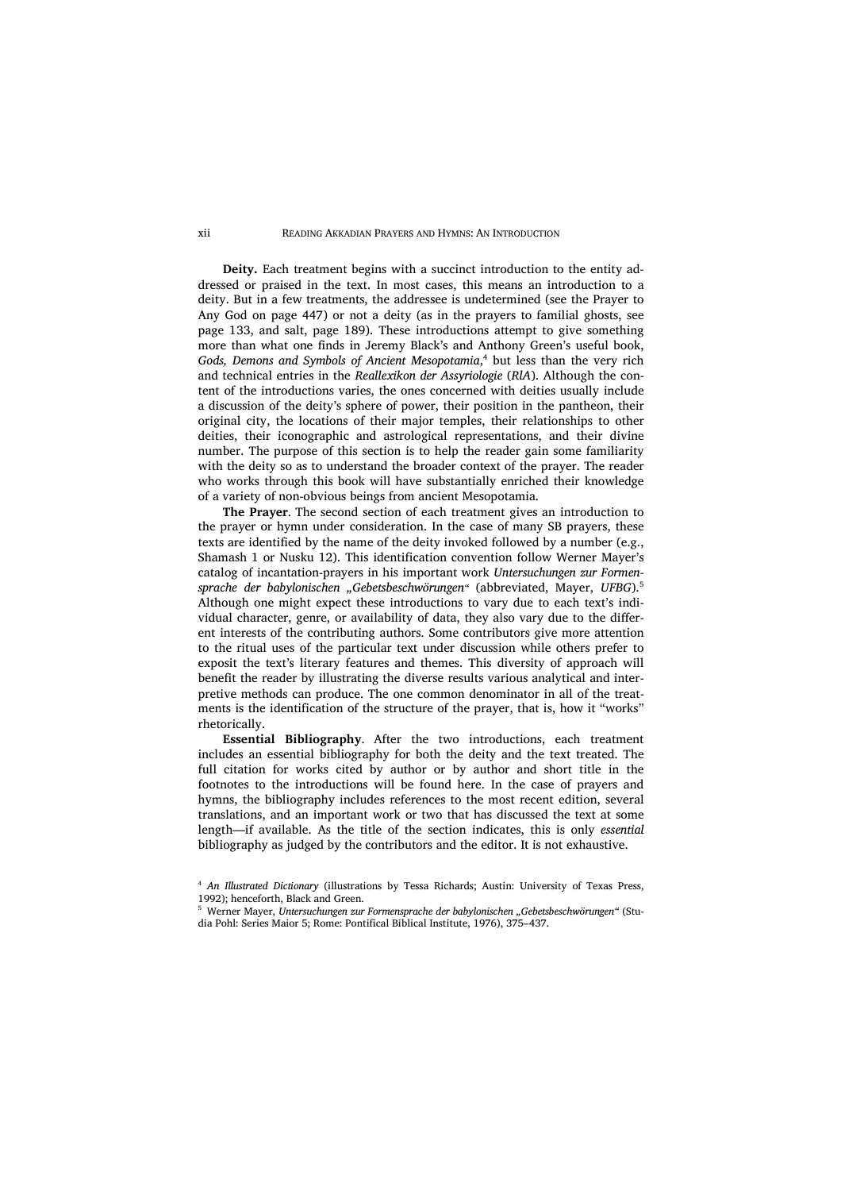**Deity.** Each treatment begins with a succinct introduction to the entity addressed or praised in the text. In most cases, this means an introduction to a deity. But in a few treatments, the addressee is undetermined (see the Prayer to Any God on page 447) or not a deity (as in the prayers to familial ghosts, see page 133, and salt, page 189). These introductions attempt to give something more than what one finds in Jeremy Black's and Anthony Green's useful book, *Gods, Demons and Symbols of Ancient Mesopotamia*,[4] but less than the very rich and technical entries in the *Reallexikon der Assyriologie* (*RlA*). Although the content of the introductions varies, the ones concerned with deities usually include a discussion of the deity's sphere of power, their position in the pantheon, their original city, the locations of their major temples, their relationships to other deities, their iconographic and astrological representations, and their divine number. The purpose of this section is to help the reader gain some familiarity with the deity so as to understand the broader context of the prayer. The reader who works through this book will have substantially enriched their knowledge of a variety of non-obvious beings from ancient Mesopotamia.

**The Prayer**. The second section of each treatment gives an introduction to the prayer or hymn under consideration. In the case of many SB prayers, these texts are identified by the name of the deity invoked followed by a number (e.g., Shamash 1 or Nusku 12). This identification convention follow Werner Mayer's catalog of incantation-prayers in his important work *Untersuchungen zur Formensprache der babylonischen „Gebetsbeschwörungen"* (abbreviated, Mayer, *UFBG*).[5] Although one might expect these introductions to vary due to each text's individual character, genre, or availability of data, they also vary due to the different interests of the contributing authors. Some contributors give more attention to the ritual uses of the particular text under discussion while others prefer to exposit the text's literary features and themes. This diversity of approach will benefit the reader by illustrating the diverse results various analytical and interpretive methods can produce. The one common denominator in all of the treatments is the identification of the structure of the prayer, that is, how it "works" rhetorically.

**Essential Bibliography**. After the two introductions, each treatment includes an essential bibliography for both the deity and the text treated. The full citation for works cited by author or by author and short title in the footnotes to the introductions will be found here. In the case of prayers and hymns, the bibliography includes references to the most recent edition, several translations, and an important work or two that has discussed the text at some length—if available. As the title of the section indicates, this is only *essential* bibliography as judged by the contributors and the editor. It is not exhaustive.

[4] *An Illustrated Dictionary* (illustrations by Tessa Richards; Austin: University of Texas Press, 1992); henceforth, Black and Green.

[5] Werner Mayer, *Untersuchungen zur Formensprache der babylonischen „Gebetsbeschwörungen"* (Studia Pohl: Series Maior 5; Rome: Pontifical Biblical Institute, 1976), 375–437.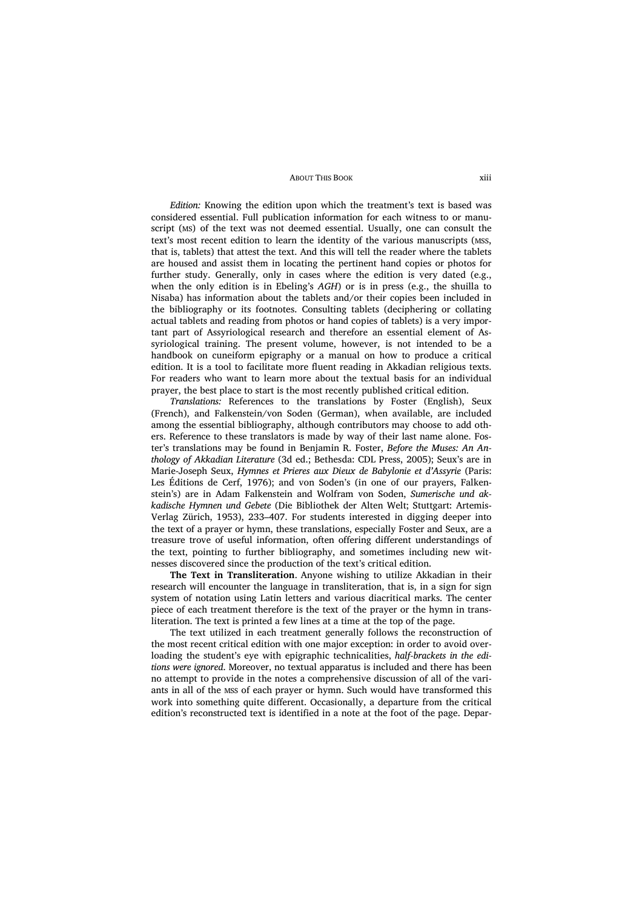*Edition:* Knowing the edition upon which the treatment's text is based was considered essential. Full publication information for each witness to or manuscript (MS) of the text was not deemed essential. Usually, one can consult the text's most recent edition to learn the identity of the various manuscripts (MSS, that is, tablets) that attest the text. And this will tell the reader where the tablets are housed and assist them in locating the pertinent hand copies or photos for further study. Generally, only in cases where the edition is very dated (e.g., when the only edition is in Ebeling's *AGH*) or is in press (e.g., the shuilla to Nisaba) has information about the tablets and/or their copies been included in the bibliography or its footnotes. Consulting tablets (deciphering or collating actual tablets and reading from photos or hand copies of tablets) is a very important part of Assyriological research and therefore an essential element of Assyriological training. The present volume, however, is not intended to be a handbook on cuneiform epigraphy or a manual on how to produce a critical edition. It is a tool to facilitate more fluent reading in Akkadian religious texts. For readers who want to learn more about the textual basis for an individual prayer, the best place to start is the most recently published critical edition.

*Translations:* References to the translations by Foster (English), Seux (French), and Falkenstein/von Soden (German), when available, are included among the essential bibliography, although contributors may choose to add others. Reference to these translators is made by way of their last name alone. Foster's translations may be found in Benjamin R. Foster, *Before the Muses: An Anthology of Akkadian Literature* (3d ed.; Bethesda: CDL Press, 2005); Seux's are in Marie-Joseph Seux, *Hymnes et Prieres aux Dieux de Babylonie et d'Assyrie* (Paris: Les Éditions de Cerf, 1976); and von Soden's (in one of our prayers, Falkenstein's) are in Adam Falkenstein and Wolfram von Soden, *Sumerische und akkadische Hymnen und Gebete* (Die Bibliothek der Alten Welt; Stuttgart: Artemis-Verlag Zürich, 1953), 233–407. For students interested in digging deeper into the text of a prayer or hymn, these translations, especially Foster and Seux, are a treasure trove of useful information, often offering different understandings of the text, pointing to further bibliography, and sometimes including new witnesses discovered since the production of the text's critical edition.

**The Text in Transliteration**. Anyone wishing to utilize Akkadian in their research will encounter the language in transliteration, that is, in a sign for sign system of notation using Latin letters and various diacritical marks. The center piece of each treatment therefore is the text of the prayer or the hymn in transliteration. The text is printed a few lines at a time at the top of the page.

The text utilized in each treatment generally follows the reconstruction of the most recent critical edition with one major exception: in order to avoid overloading the student's eye with epigraphic technicalities, *half-brackets in the editions were ignored*. Moreover, no textual apparatus is included and there has been no attempt to provide in the notes a comprehensive discussion of all of the variants in all of the MSS of each prayer or hymn. Such would have transformed this work into something quite different. Occasionally, a departure from the critical edition's reconstructed text is identified in a note at the foot of the page. Depar-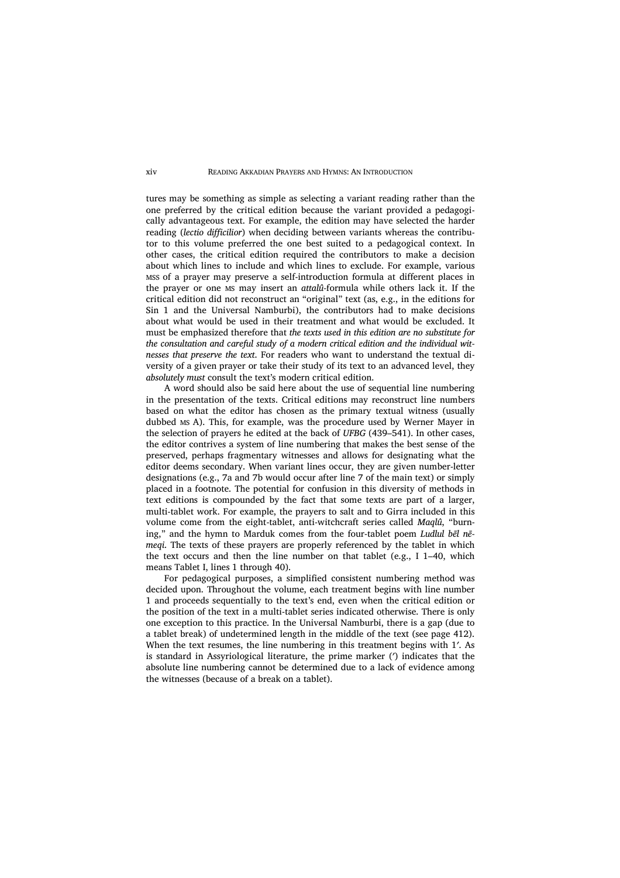tures may be something as simple as selecting a variant reading rather than the one preferred by the critical edition because the variant provided a pedagogically advantageous text. For example, the edition may have selected the harder reading (*lectio difficilior*) when deciding between variants whereas the contributor to this volume preferred the one best suited to a pedagogical context. In other cases, the critical edition required the contributors to make a decision about which lines to include and which lines to exclude. For example, various MSS of a prayer may preserve a self-introduction formula at different places in the prayer or one MS may insert an *attalû*-formula while others lack it. If the critical edition did not reconstruct an "original" text (as, e.g., in the editions for Sin 1 and the Universal Namburbi), the contributors had to make decisions about what would be used in their treatment and what would be excluded. It must be emphasized therefore that *the texts used in this edition are no substitute for the consultation and careful study of a modern critical edition and the individual witnesses that preserve the text.* For readers who want to understand the textual diversity of a given prayer or take their study of its text to an advanced level, they *absolutely must* consult the text's modern critical edition.

A word should also be said here about the use of sequential line numbering in the presentation of the texts. Critical editions may reconstruct line numbers based on what the editor has chosen as the primary textual witness (usually dubbed MS A). This, for example, was the procedure used by Werner Mayer in the selection of prayers he edited at the back of *UFBG* (439–541). In other cases, the editor contrives a system of line numbering that makes the best sense of the preserved, perhaps fragmentary witnesses and allows for designating what the editor deems secondary. When variant lines occur, they are given number-letter designations (e.g., 7a and 7b would occur after line 7 of the main text) or simply placed in a footnote. The potential for confusion in this diversity of methods in text editions is compounded by the fact that some texts are part of a larger, multi-tablet work. For example, the prayers to salt and to Girra included in this volume come from the eight-tablet, anti-witchcraft series called *Maqlû*, "burning," and the hymn to Marduk comes from the four-tablet poem *Ludlul bēl nēmeqi*. The texts of these prayers are properly referenced by the tablet in which the text occurs and then the line number on that tablet (e.g., I 1–40, which means Tablet I, lines 1 through 40).

For pedagogical purposes, a simplified consistent numbering method was decided upon. Throughout the volume, each treatment begins with line number 1 and proceeds sequentially to the text's end, even when the critical edition or the position of the text in a multi-tablet series indicated otherwise. There is only one exception to this practice. In the Universal Namburbi, there is a gap (due to a tablet break) of undetermined length in the middle of the text (see page 412). When the text resumes, the line numbering in this treatment begins with 1′. As is standard in Assyriological literature, the prime marker (′) indicates that the absolute line numbering cannot be determined due to a lack of evidence among the witnesses (because of a break on a tablet).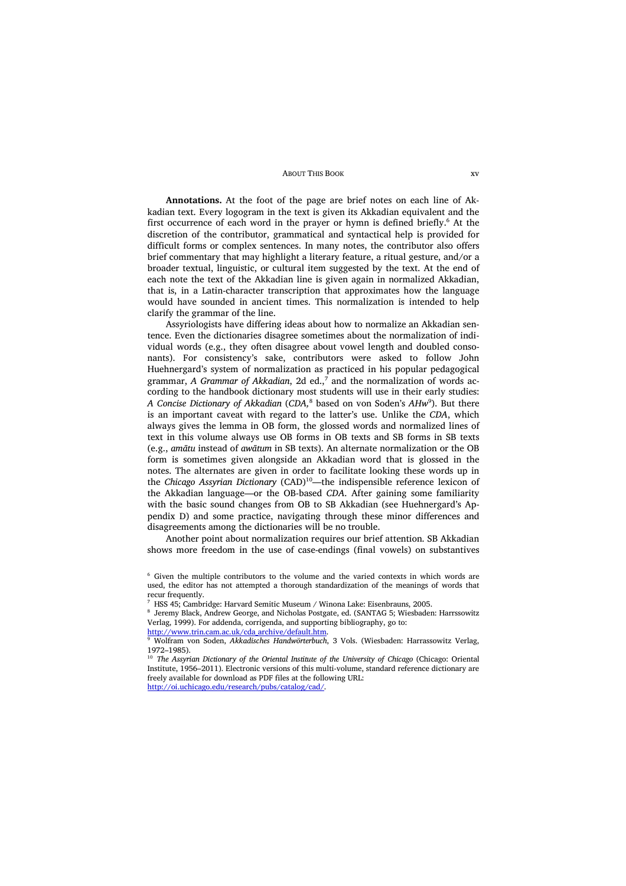**Annotations.** At the foot of the page are brief notes on each line of Akkadian text. Every logogram in the text is given its Akkadian equivalent and the first occurrence of each word in the prayer or hymn is defined briefly.[6] At the discretion of the contributor, grammatical and syntactical help is provided for difficult forms or complex sentences. In many notes, the contributor also offers brief commentary that may highlight a literary feature, a ritual gesture, and/or a broader textual, linguistic, or cultural item suggested by the text. At the end of each note the text of the Akkadian line is given again in normalized Akkadian, that is, in a Latin-character transcription that approximates how the language would have sounded in ancient times. This normalization is intended to help clarify the grammar of the line.

Assyriologists have differing ideas about how to normalize an Akkadian sentence. Even the dictionaries disagree sometimes about the normalization of individual words (e.g., they often disagree about vowel length and doubled consonants). For consistency's sake, contributors were asked to follow John Huehnergard's system of normalization as practiced in his popular pedagogical grammar, *A Grammar of Akkadian*, 2d ed.,[7] and the normalization of words according to the handbook dictionary most students will use in their early studies: *A Concise Dictionary of Akkadian* (*CDA*,[8] based on von Soden's *AHw*[9]). But there is an important caveat with regard to the latter's use. Unlike the *CDA*, which always gives the lemma in OB form, the glossed words and normalized lines of text in this volume always use OB forms in OB texts and SB forms in SB texts (e.g., *amātu* instead of *awātum* in SB texts). An alternate normalization or the OB form is sometimes given alongside an Akkadian word that is glossed in the notes. The alternates are given in order to facilitate looking these words up in the *Chicago Assyrian Dictionary* (CAD)[10]—the indispensible reference lexicon of the Akkadian language—or the OB-based *CDA*. After gaining some familiarity with the basic sound changes from OB to SB Akkadian (see Huehnergard's Appendix D) and some practice, navigating through these minor differences and disagreements among the dictionaries will be no trouble.

Another point about normalization requires our brief attention. SB Akkadian shows more freedom in the use of case-endings (final vowels) on substantives

---

[6] Given the multiple contributors to the volume and the varied contexts in which words are used, the editor has not attempted a thorough standardization of the meanings of words that recur frequently.

[7] HSS 45; Cambridge: Harvard Semitic Museum / Winona Lake: Eisenbrauns, 2005.

[8] Jeremy Black, Andrew George, and Nicholas Postgate, ed. (SANTAG 5; Wiesbaden: Harrssowitz Verlag, 1999). For addenda, corrigenda, and supporting bibliography, go to: http://www.trin.cam.ac.uk/cda_archive/default.htm.

[9] Wolfram von Soden, *Akkadisches Handwörterbuch*, 3 Vols. (Wiesbaden: Harrassowitz Verlag, 1972–1985).

[10] *The Assyrian Dictionary of the Oriental Institute of the University of Chicago* (Chicago: Oriental Institute, 1956–2011). Electronic versions of this multi-volume, standard reference dictionary are freely available for download as PDF files at the following URL: http://oi.uchicago.edu/research/pubs/catalog/cad/.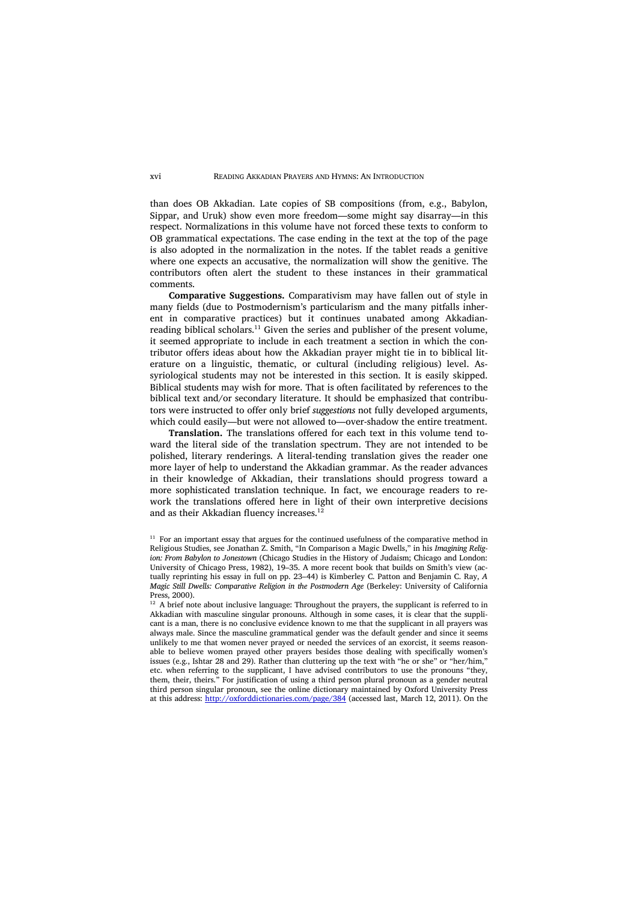than does OB Akkadian. Late copies of SB compositions (from, e.g., Babylon, Sippar, and Uruk) show even more freedom—some might say disarray—in this respect. Normalizations in this volume have not forced these texts to conform to OB grammatical expectations. The case ending in the text at the top of the page is also adopted in the normalization in the notes. If the tablet reads a genitive where one expects an accusative, the normalization will show the genitive. The contributors often alert the student to these instances in their grammatical comments.

**Comparative Suggestions.** Comparativism may have fallen out of style in many fields (due to Postmodernism's particularism and the many pitfalls inherent in comparative practices) but it continues unabated among Akkadian-reading biblical scholars.[11] Given the series and publisher of the present volume, it seemed appropriate to include in each treatment a section in which the contributor offers ideas about how the Akkadian prayer might tie in to biblical literature on a linguistic, thematic, or cultural (including religious) level. Assyriological students may not be interested in this section. It is easily skipped. Biblical students may wish for more. That is often facilitated by references to the biblical text and/or secondary literature. It should be emphasized that contributors were instructed to offer only brief *suggestions* not fully developed arguments, which could easily—but were not allowed to—over-shadow the entire treatment.

**Translation.** The translations offered for each text in this volume tend toward the literal side of the translation spectrum. They are not intended to be polished, literary renderings. A literal-tending translation gives the reader one more layer of help to understand the Akkadian grammar. As the reader advances in their knowledge of Akkadian, their translations should progress toward a more sophisticated translation technique. In fact, we encourage readers to rework the translations offered here in light of their own interpretive decisions and as their Akkadian fluency increases.[12]

---

[11] For an important essay that argues for the continued usefulness of the comparative method in Religious Studies, see Jonathan Z. Smith, "In Comparison a Magic Dwells," in his *Imagining Religion: From Babylon to Jonestown* (Chicago Studies in the History of Judaism; Chicago and London: University of Chicago Press, 1982), 19–35. A more recent book that builds on Smith's view (actually reprinting his essay in full on pp. 23–44) is Kimberley C. Patton and Benjamin C. Ray, *A Magic Still Dwells: Comparative Religion in the Postmodern Age* (Berkeley: University of California Press, 2000).

[12] A brief note about inclusive language: Throughout the prayers, the supplicant is referred to in Akkadian with masculine singular pronouns. Although in some cases, it is clear that the supplicant is a man, there is no conclusive evidence known to me that the supplicant in all prayers was always male. Since the masculine grammatical gender was the default gender and since it seems unlikely to me that women never prayed or needed the services of an exorcist, it seems reasonable to believe women prayed other prayers besides those dealing with specifically women's issues (e.g., Ishtar 28 and 29). Rather than cluttering up the text with "he or she" or "her/him," etc. when referring to the supplicant, I have advised contributors to use the pronouns "they, them, their, theirs." For justification of using a third person plural pronoun as a gender neutral third person singular pronoun, see the online dictionary maintained by Oxford University Press at this address: http://oxforddictionaries.com/page/384 (accessed last, March 12, 2011). On the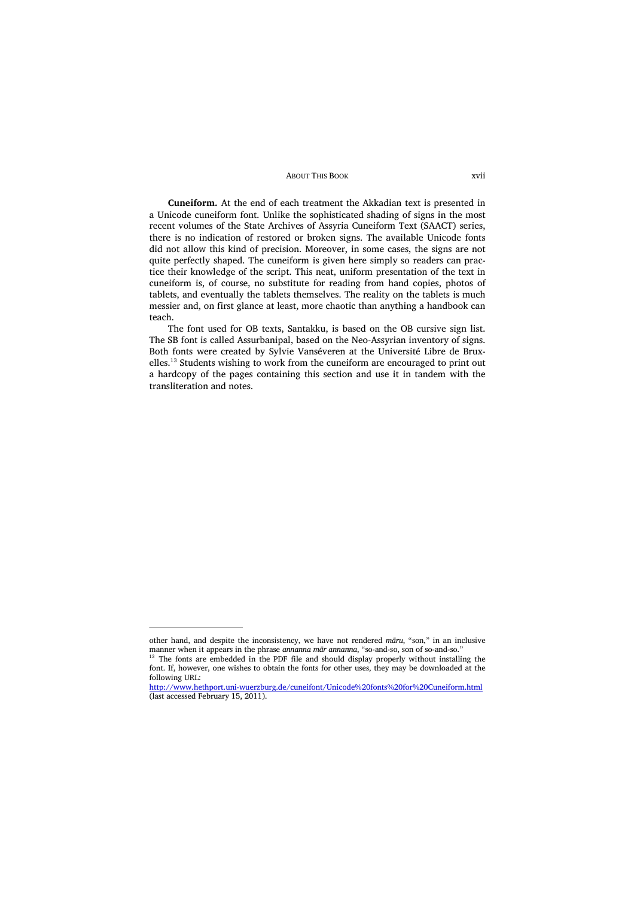**Cuneiform.** At the end of each treatment the Akkadian text is presented in a Unicode cuneiform font. Unlike the sophisticated shading of signs in the most recent volumes of the State Archives of Assyria Cuneiform Text (SAACT) series, there is no indication of restored or broken signs. The available Unicode fonts did not allow this kind of precision. Moreover, in some cases, the signs are not quite perfectly shaped. The cuneiform is given here simply so readers can practice their knowledge of the script. This neat, uniform presentation of the text in cuneiform is, of course, no substitute for reading from hand copies, photos of tablets, and eventually the tablets themselves. The reality on the tablets is much messier and, on first glance at least, more chaotic than anything a handbook can teach.

The font used for OB texts, Santakku, is based on the OB cursive sign list. The SB font is called Assurbanipal, based on the Neo-Assyrian inventory of signs. Both fonts were created by Sylvie Vanséveren at the Université Libre de Bruxelles.[13] Students wishing to work from the cuneiform are encouraged to print out a hardcopy of the pages containing this section and use it in tandem with the transliteration and notes.

---

other hand, and despite the inconsistency, we have not rendered *māru*, "son," in an inclusive manner when it appears in the phrase *annanna mār annanna*, "so-and-so, son of so-and-so."

[13] The fonts are embedded in the PDF file and should display properly without installing the font. If, however, one wishes to obtain the fonts for other uses, they may be downloaded at the following URL:
http://www.hethport.uni-wuerzburg.de/cuneifont/Unicode%20fonts%20for%20Cuneiform.html (last accessed February 15, 2011).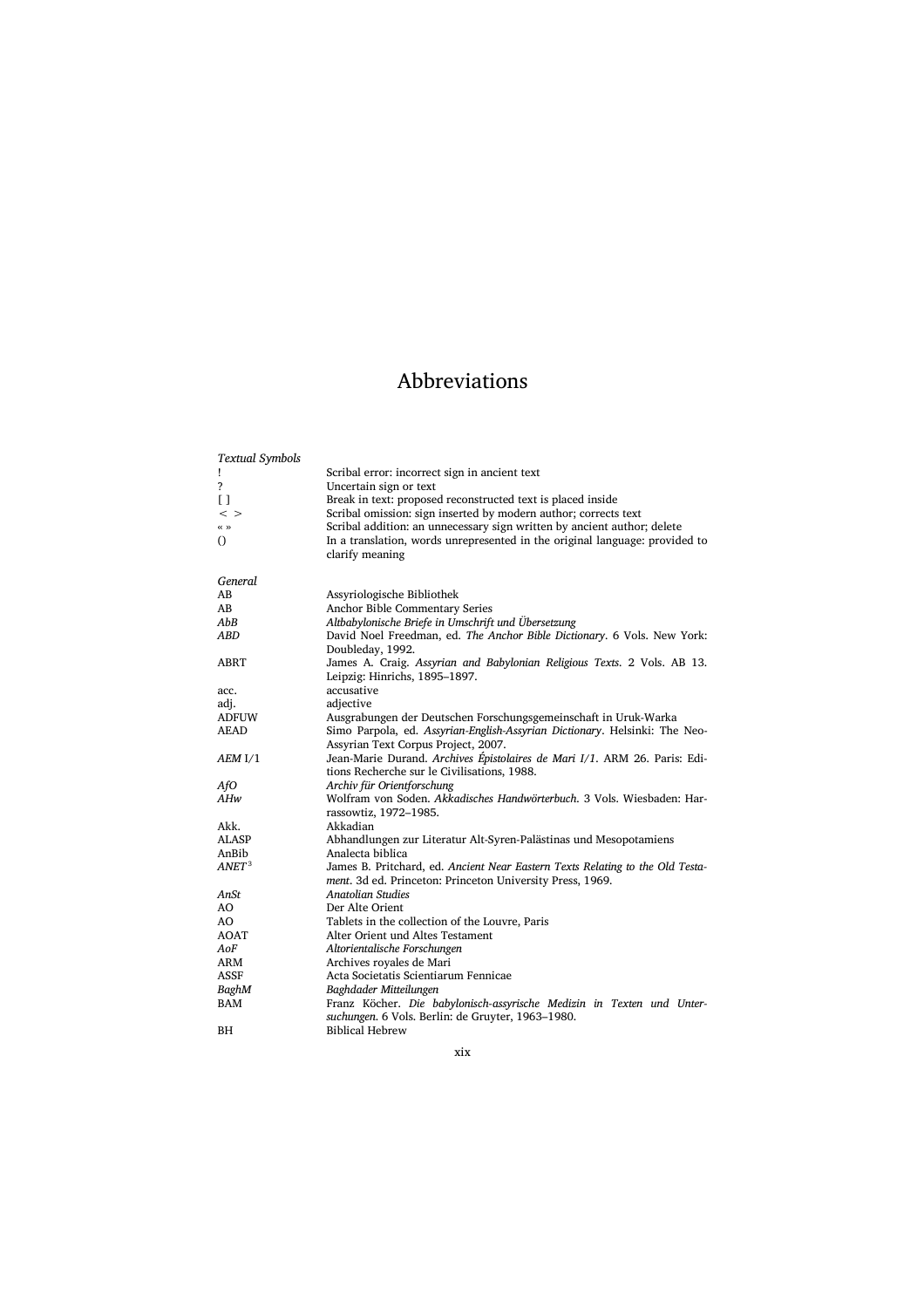# Abbreviations

*Textual Symbols*

| | |
|---|---|
| ! | Scribal error: incorrect sign in ancient text |
| ? | Uncertain sign or text |
| [ ] | Break in text: proposed reconstructed text is placed inside |
| < > | Scribal omission: sign inserted by modern author; corrects text |
| « » | Scribal addition: an unnecessary sign written by ancient author; delete |
| () | In a translation, words unrepresented in the original language: provided to clarify meaning |

*General*

| | |
|---|---|
| AB | Assyriologische Bibliothek |
| AB | Anchor Bible Commentary Series |
| *AbB* | *Altbabylonische Briefe in Umschrift und Übersetzung* |
| *ABD* | David Noel Freedman, ed. *The Anchor Bible Dictionary*. 6 Vols. New York: Doubleday, 1992. |
| ABRT | James A. Craig. *Assyrian and Babylonian Religious Texts*. 2 Vols. AB 13. Leipzig: Hinrichs, 1895–1897. |
| acc. | accusative |
| adj. | adjective |
| ADFUW | Ausgrabungen der Deutschen Forschungsgemeinschaft in Uruk-Warka |
| AEAD | Simo Parpola, ed. *Assyrian-English-Assyrian Dictionary*. Helsinki: The Neo-Assyrian Text Corpus Project, 2007. |
| *AEM* I/1 | Jean-Marie Durand. *Archives Épistolaires de Mari I/1*. ARM 26. Paris: Editions Recherche sur le Civilisations, 1988. |
| *AfO* | *Archiv für Orientforschung* |
| *AHw* | Wolfram von Soden. *Akkadisches Handwörterbuch*. 3 Vols. Wiesbaden: Harrassowtiz, 1972–1985. |
| Akk. | Akkadian |
| ALASP | Abhandlungen zur Literatur Alt-Syren-Palästinas und Mesopotamiens |
| AnBib | Analecta biblica |
| *ANET*$^3$ | James B. Pritchard, ed. *Ancient Near Eastern Texts Relating to the Old Testament*. 3d ed. Princeton: Princeton University Press, 1969. |
| *AnSt* | *Anatolian Studies* |
| AO | Der Alte Orient |
| AO | Tablets in the collection of the Louvre, Paris |
| AOAT | Alter Orient und Altes Testament |
| *AoF* | *Altorientalische Forschungen* |
| ARM | Archives royales de Mari |
| ASSF | Acta Societatis Scientiarum Fennicae |
| *BaghM* | *Baghdader Mitteilungen* |
| BAM | Franz Köcher. *Die babylonisch-assyrische Medizin in Texten und Untersuchungen*. 6 Vols. Berlin: de Gruyter, 1963–1980. |
| BH | Biblical Hebrew |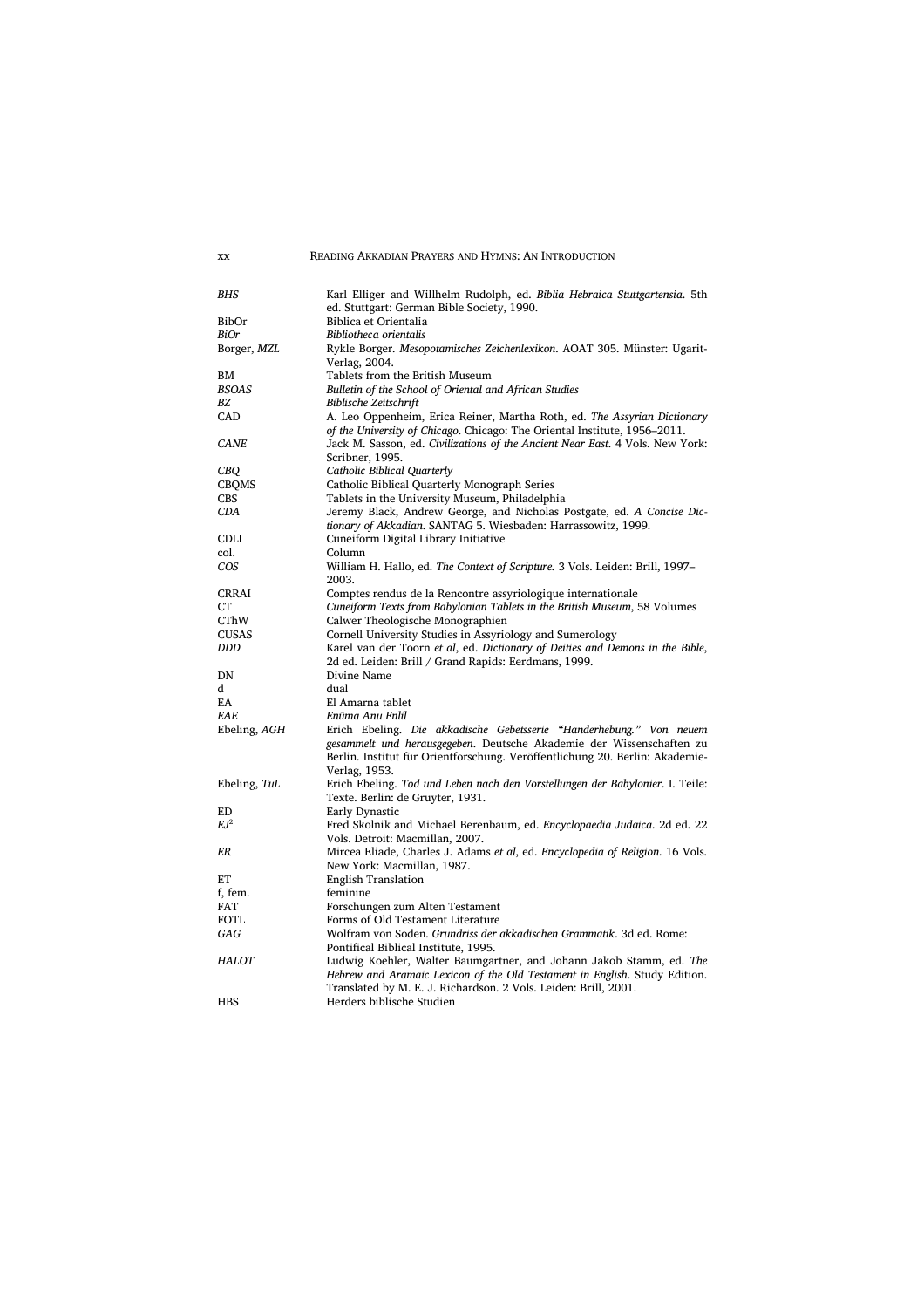| | |
|---|---|
| *BHS* | Karl Elliger and Willhelm Rudolph, ed. *Biblia Hebraica Stuttgartensia*. 5th ed. Stuttgart: German Bible Society, 1990. |
| BibOr | Biblica et Orientalia |
| *BiOr* | *Bibliotheca orientalis* |
| Borger, *MZL* | Rykle Borger. *Mesopotamisches Zeichenlexikon*. AOAT 305. Münster: Ugarit-Verlag, 2004. |
| BM | Tablets from the British Museum |
| *BSOAS* | *Bulletin of the School of Oriental and African Studies* |
| *BZ* | *Biblische Zeitschrift* |
| CAD | A. Leo Oppenheim, Erica Reiner, Martha Roth, ed. *The Assyrian Dictionary of the University of Chicago*. Chicago: The Oriental Institute, 1956–2011. |
| *CANE* | Jack M. Sasson, ed. *Civilizations of the Ancient Near East*. 4 Vols. New York: Scribner, 1995. |
| *CBQ* | *Catholic Biblical Quarterly* |
| CBQMS | Catholic Biblical Quarterly Monograph Series |
| CBS | Tablets in the University Museum, Philadelphia |
| *CDA* | Jeremy Black, Andrew George, and Nicholas Postgate, ed. *A Concise Dictionary of Akkadian*. SANTAG 5. Wiesbaden: Harrassowitz, 1999. |
| CDLI | Cuneiform Digital Library Initiative |
| col. | Column |
| *COS* | William H. Hallo, ed. *The Context of Scripture*. 3 Vols. Leiden: Brill, 1997–2003. |
| CRRAI | Comptes rendus de la Rencontre assyriologique internationale |
| CT | *Cuneiform Texts from Babylonian Tablets in the British Museum*, 58 Volumes |
| CThW | Calwer Theologische Monographien |
| CUSAS | Cornell University Studies in Assyriology and Sumerology |
| *DDD* | Karel van der Toorn *et al*, ed. *Dictionary of Deities and Demons in the Bible*, 2d ed. Leiden: Brill / Grand Rapids: Eerdmans, 1999. |
| DN | Divine Name |
| d | dual |
| EA | El Amarna tablet |
| *EAE* | *Enūma Anu Enlil* |
| Ebeling, *AGH* | Erich Ebeling. *Die akkadische Gebetsserie "Handerhebung." Von neuem gesammelt und herausgegeben*. Deutsche Akademie der Wissenschaften zu Berlin. Institut für Orientforschung. Veröffentlichung 20. Berlin: Akademie-Verlag, 1953. |
| Ebeling, *TuL* | Erich Ebeling. *Tod und Leben nach den Vorstellungen der Babylonier*. I. Teile: Texte. Berlin: de Gruyter, 1931. |
| ED | Early Dynastic |
| *EJ*[2] | Fred Skolnik and Michael Berenbaum, ed. *Encyclopaedia Judaica*. 2d ed. 22 Vols. Detroit: Macmillan, 2007. |
| *ER* | Mircea Eliade, Charles J. Adams *et al*, ed. *Encyclopedia of Religion*. 16 Vols. New York: Macmillan, 1987. |
| ET | English Translation |
| f, fem. | feminine |
| FAT | Forschungen zum Alten Testament |
| FOTL | Forms of Old Testament Literature |
| *GAG* | Wolfram von Soden. *Grundriss der akkadischen Grammatik*. 3d ed. Rome: Pontifical Biblical Institute, 1995. |
| *HALOT* | Ludwig Koehler, Walter Baumgartner, and Johann Jakob Stamm, ed. *The Hebrew and Aramaic Lexicon of the Old Testament in English*. Study Edition. Translated by M. E. J. Richardson. 2 Vols. Leiden: Brill, 2001. |
| HBS | Herders biblische Studien |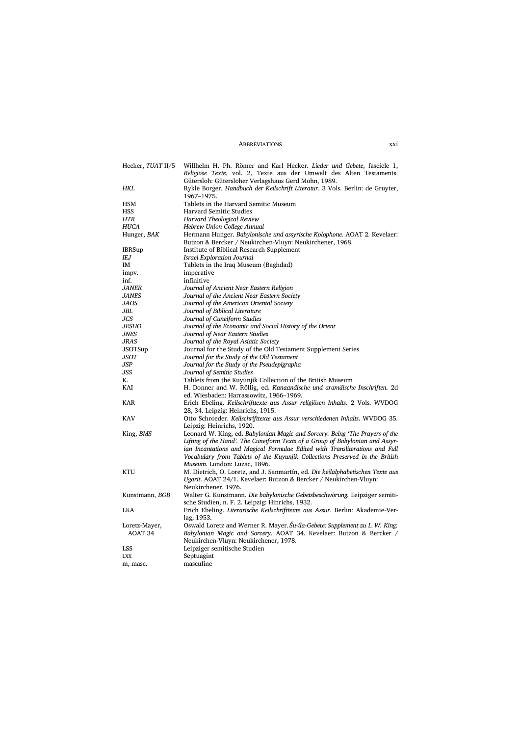| | |
|---|---|
| Hecker, *TUAT* II/5 | Willhelm H. Ph. Römer and Karl Hecker. *Lieder und Gebete*, fascicle 1, *Religiöse Texte*, vol. 2, Texte aus der Umwelt des Alten Testaments. Gütersloh: Gütersloher Verlagshaus Gerd Mohn, 1989. |
| *HKL* | Rykle Borger. *Handbuch der Keilschrift Literatur*. 3 Vols. Berlin: de Gruyter, 1967–1975. |
| HSM | Tablets in the Harvard Semitic Museum |
| HSS | Harvard Semitic Studies |
| *HTR* | *Harvard Theological Review* |
| *HUCA* | *Hebrew Union College Annual* |
| Hunger, *BAK* | Hermann Hunger. *Babylonische und assyrische Kolophone*. AOAT 2. Kevelaer: Butzon & Bercker / Neukirchen-Vluyn: Neukirchener, 1968. |
| IBRSup | Institute of Biblical Research Supplement |
| *IEJ* | *Israel Exploration Journal* |
| IM | Tablets in the Iraq Museum (Baghdad) |
| impv. | imperative |
| inf. | infinitive |
| *JANER* | *Journal of Ancient Near Eastern Religion* |
| *JANES* | *Journal of the Ancient Near Eastern Society* |
| *JAOS* | *Journal of the American Oriental Society* |
| *JBL* | *Journal of Biblical Literature* |
| *JCS* | *Journal of Cuneiform Studies* |
| *JESHO* | *Journal of the Economic and Social History of the Orient* |
| *JNES* | *Journal of Near Eastern Studies* |
| *JRAS* | *Journal of the Royal Asiatic Society* |
| JSOTSup | Journal for the Study of the Old Testament Supplement Series |
| *JSOT* | *Journal for the Study of the Old Testament* |
| *JSP* | *Journal for the Study of the Pseudepigrapha* |
| *JSS* | *Journal of Semitic Studies* |
| K. | Tablets from the Kuyunjik Collection of the British Museum |
| KAI | H. Donner and W. Röllig, ed. *Kanaanäische und aramäische Inschriften.* 2d ed. Wiesbaden: Harrassowitz, 1966–1969. |
| KAR | Erich Ebeling. *Keilschrifttexte aus Assur religiösen Inhalts*. 2 Vols. WVDOG 28, 34. Leipzig: Heinrichs, 1915. |
| KAV | Otto Schroeder. *Keilschrifttexte aus Assur verschiedenen Inhalts*. WVDOG 35. Leipzig: Heinrichs, 1920. |
| King, *BMS* | Leonard W. King, ed. *Babylonian Magic and Sorcery. Being 'The Prayers of the Lifting of the Hand'. The Cuneiform Texts of a Group of Babylonian and Assyrian Incantations and Magical Formulae Edited with Transliterations and Full Vocabulary from Tablets of the Kuyunjik Collections Preserved in the British Museum.* London: Luzac, 1896. |
| KTU | M. Dietrich, O. Loretz, and J. Sanmartín, ed. *Die keilalphabetischen Texte aus Ugarit*. AOAT 24/1. Kevelaer: Butzon & Bercker / Neukirchen-Vluyn: Neukirchener, 1976. |
| Kunstmann, *BGB* | Walter G. Kunstmann. *Die babylonische Gebetsbeschwörung.* Leipziger semitische Studien, n. F. 2. Leipzig: Hinrichs, 1932. |
| LKA | Erich Ebeling. *Literarische Keilschrifttexte aus Assur*. Berlin: Akademie-Verlag, 1953. |
| Loretz-Mayer, AOAT 34 | Oswald Loretz and Werner R. Mayer. *Šu-ila-Gebete: Supplement zu L. W. King: Babylonian Magic and Sorcery*. AOAT 34. Kevelaer: Butzon & Bercker / Neukirchen-Vluyn: Neukirchener, 1978. |
| LSS | Leipziger semitische Studien |
| LXX | Septuagint |
| m, masc. | masculine |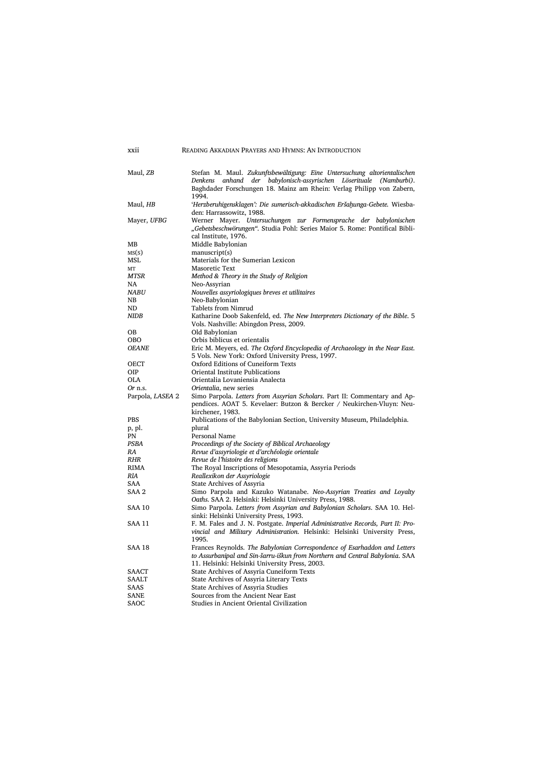| | |
|---|---|
| Maul, *ZB* | Stefan M. Maul. *Zukunftsbewältigung: Eine Untersuchung altorientalischen Denkens anhand der babylonisch-assyrischen Löserituale (Namburbi)*. Baghdader Forschungen 18. Mainz am Rhein: Verlag Philipp von Zabern, 1994. |
| Maul, *HB* | *'Herzberuhigensklagen': Die sumerisch-akkadischen Eršaḫunga-Gebete*. Wiesbaden: Harrassowitz, 1988. |
| Mayer, *UFBG* | Werner Mayer. *Untersuchungen zur Formensprache der babylonischen „Gebetsbeschwörungen"*. Studia Pohl: Series Maior 5. Rome: Pontifical Biblical Institute, 1976. |
| MB | Middle Babylonian |
| MS(S) | manuscript(s) |
| MSL | Materials for the Sumerian Lexicon |
| MT | Masoretic Text |
| *MTSR* | *Method & Theory in the Study of Religion* |
| NA | Neo-Assyrian |
| *NABU* | *Nouvelles assyriologiques breves et utilitaires* |
| NB | Neo-Babylonian |
| ND | Tablets from Nimrud |
| *NIDB* | Katharine Doob Sakenfeld, ed. *The New Interpreters Dictionary of the Bible*. 5 Vols. Nashville: Abingdon Press, 2009. |
| OB | Old Babylonian |
| OBO | Orbis biblicus et orientalis |
| *OEANE* | Eric M. Meyers, ed. *The Oxford Encyclopedia of Archaeology in the Near East*. 5 Vols. New York: Oxford University Press, 1997. |
| OECT | Oxford Editions of Cuneiform Texts |
| OIP | Oriental Institute Publications |
| OLA | Orientalia Lovaniensia Analecta |
| *Or* n.s. | *Orientalia*, new series |
| Parpola, *LASEA* 2 | Simo Parpola. *Letters from Assyrian Scholars*. Part II: Commentary and Appendices. AOAT 5. Kevelaer: Butzon & Bercker / Neukirchen-Vluyn: Neukirchener, 1983. |
| PBS | Publications of the Babylonian Section, University Museum, Philadelphia. |
| p, pl. | plural |
| PN | Personal Name |
| *PSBA* | *Proceedings of the Society of Biblical Archaeology* |
| *RA* | *Revue d'assyriologie et d'archéologie orientale* |
| *RHR* | *Revue de l'histoire des religions* |
| RIMA | The Royal Inscriptions of Mesopotamia, Assyria Periods |
| *RlA* | *Reallexikon der Assyriologie* |
| SAA | State Archives of Assyria |
| SAA 2 | Simo Parpola and Kazuko Watanabe. *Neo-Assyrian Treaties and Loyalty Oaths*. SAA 2. Helsinki: Helsinki University Press, 1988. |
| SAA 10 | Simo Parpola. *Letters from Assyrian and Babylonian Scholars*. SAA 10. Helsinki: Helsinki University Press, 1993. |
| SAA 11 | F. M. Fales and J. N. Postgate. *Imperial Administrative Records, Part II: Provincial and Military Administration*. Helsinki: Helsinki University Press, 1995. |
| SAA 18 | Frances Reynolds. *The Babylonian Correspondence of Esarhaddon and Letters to Assurbanipal and Sin-šarru-iškun from Northern and Central Babylonia*. SAA 11. Helsinki: Helsinki University Press, 2003. |
| SAACT | State Archives of Assyria Cuneiform Texts |
| SAALT | State Archives of Assyria Literary Texts |
| SAAS | State Archives of Assyria Studies |
| SANE | Sources from the Ancient Near East |
| SAOC | Studies in Ancient Oriental Civilization |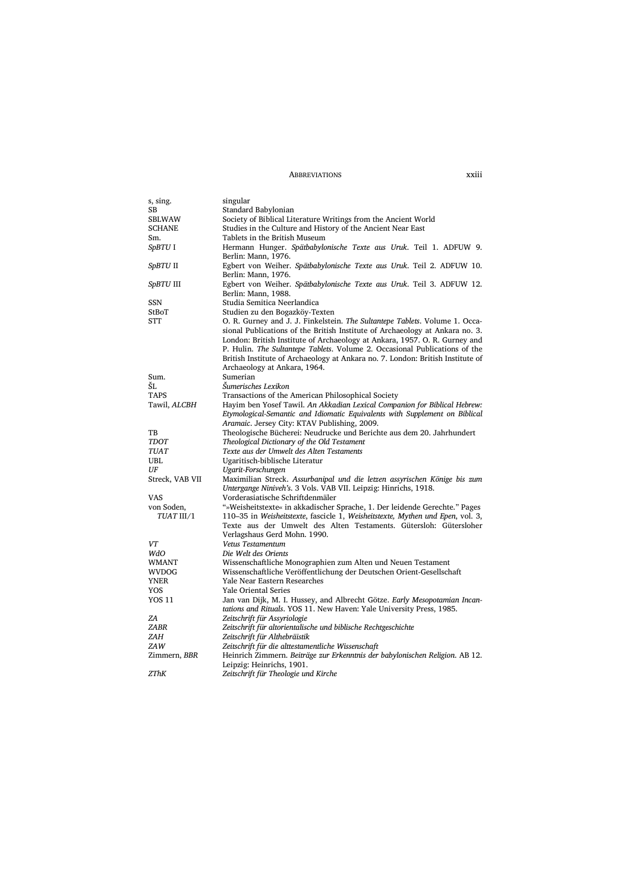| | |
|---|---|
| s, sing. | singular |
| SB | Standard Babylonian |
| SBLWAW | Society of Biblical Literature Writings from the Ancient World |
| SCHANE | Studies in the Culture and History of the Ancient Near East |
| Sm. | Tablets in the British Museum |
| *SpBTU* I | Hermann Hunger. *Spätbabylonische Texte aus Uruk*. Teil 1. ADFUW 9. Berlin: Mann, 1976. |
| *SpBTU* II | Egbert von Weiher. *Spätbabylonische Texte aus Uruk*. Teil 2. ADFUW 10. Berlin: Mann, 1976. |
| *SpBTU* III | Egbert von Weiher. *Spätbabylonische Texte aus Uruk*. Teil 3. ADFUW 12. Berlin: Mann, 1988. |
| SSN | Studia Semitica Neerlandica |
| StBoT | Studien zu den Bogazköy-Texten |
| STT | O. R. Gurney and J. J. Finkelstein. *The Sultantepe Tablets*. Volume 1. Occasional Publications of the British Institute of Archaeology at Ankara no. 3. London: British Institute of Archaeology at Ankara, 1957. O. R. Gurney and P. Hulin. *The Sultantepe Tablets*. Volume 2. Occasional Publications of the British Institute of Archaeology at Ankara no. 7. London: British Institute of Archaeology at Ankara, 1964. |
| Sum. | Sumerian |
| ŠL | *Šumerisches Lexikon* |
| TAPS | Transactions of the American Philosophical Society |
| Tawil, *ALCBH* | Hayim ben Yosef Tawil. *An Akkadian Lexical Companion for Biblical Hebrew: Etymological-Semantic and Idiomatic Equivalents with Supplement on Biblical Aramaic*. Jersey City: KTAV Publishing, 2009. |
| TB | Theologische Bücherei: Neudrucke und Berichte aus dem 20. Jahrhundert |
| *TDOT* | *Theological Dictionary of the Old Testament* |
| *TUAT* | *Texte aus der Umwelt des Alten Testaments* |
| UBL | Ugaritisch-biblische Literatur |
| *UF* | *Ugarit-Forschungen* |
| Streck, VAB VII | Maximilian Streck. *Assurbanipal und die letzen assyrischen Könige bis zum Untergange Niniveh's*. 3 Vols. VAB VII. Leipzig: Hinrichs, 1918. |
| VAS | Vorderasiatische Schriftdenmäler |
| von Soden, *TUAT* III/1 | "»Weisheitstexte« in akkadischer Sprache, 1. Der leidende Gerechte." Pages 110–35 in *Weisheitstexte*, fascicle 1, *Weisheitstexte, Mythen und Epen*, vol. 3, Texte aus der Umwelt des Alten Testaments. Gütersloh: Gütersloher Verlagshaus Gerd Mohn. 1990. |
| *VT* | *Vetus Testamentum* |
| *WdO* | *Die Welt des Orients* |
| WMANT | Wissenschaftliche Monographien zum Alten und Neuen Testament |
| WVDOG | Wissenschaftliche Veröffentlichung der Deutschen Orient-Gesellschaft |
| YNER | Yale Near Eastern Researches |
| YOS | Yale Oriental Series |
| YOS 11 | Jan van Dijk, M. I. Hussey, and Albrecht Götze. *Early Mesopotamian Incantations and Rituals*. YOS 11. New Haven: Yale University Press, 1985. |
| *ZA* | *Zeitschrift für Assyriologie* |
| *ZABR* | *Zeitschrift für altorientalische und biblische Rechtgeschichte* |
| *ZAH* | *Zeitschrift für Althebräistik* |
| *ZAW* | *Zeitschrift für die alttestamentliche Wissenschaft* |
| Zimmern, *BBR* | Heinrich Zimmern. *Beiträge zur Erkenntnis der babylonischen Religion*. AB 12. Leipzig: Heinrichs, 1901. |
| *ZThK* | *Zeitschrift für Theologie und Kirche* |